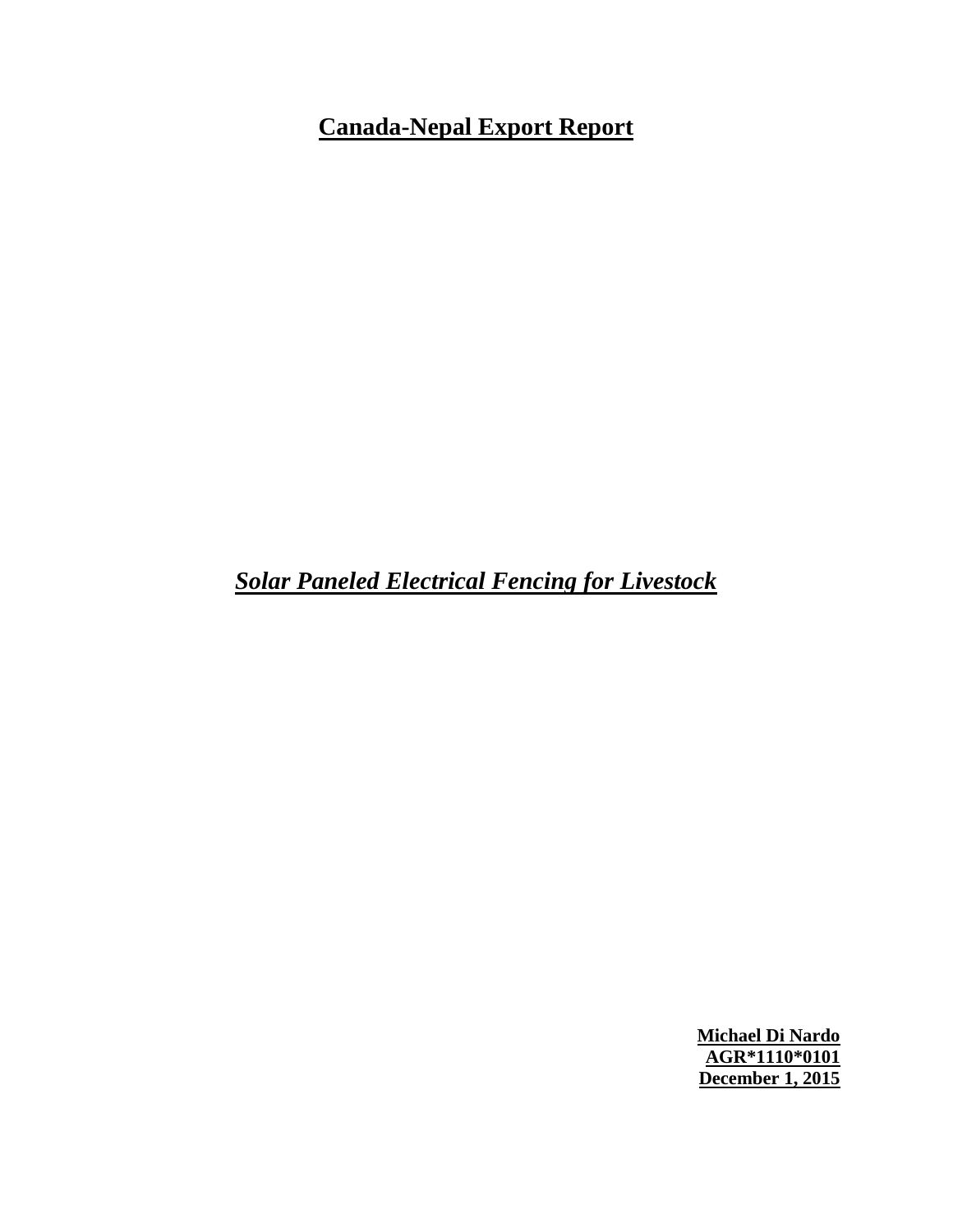# Canada-Nepal Export Report

## ***Solar Paneled Electrical Fencing for Livestock***

**Michael Di Nardo**
**AGR*1110*0101**
**December 1, 2015**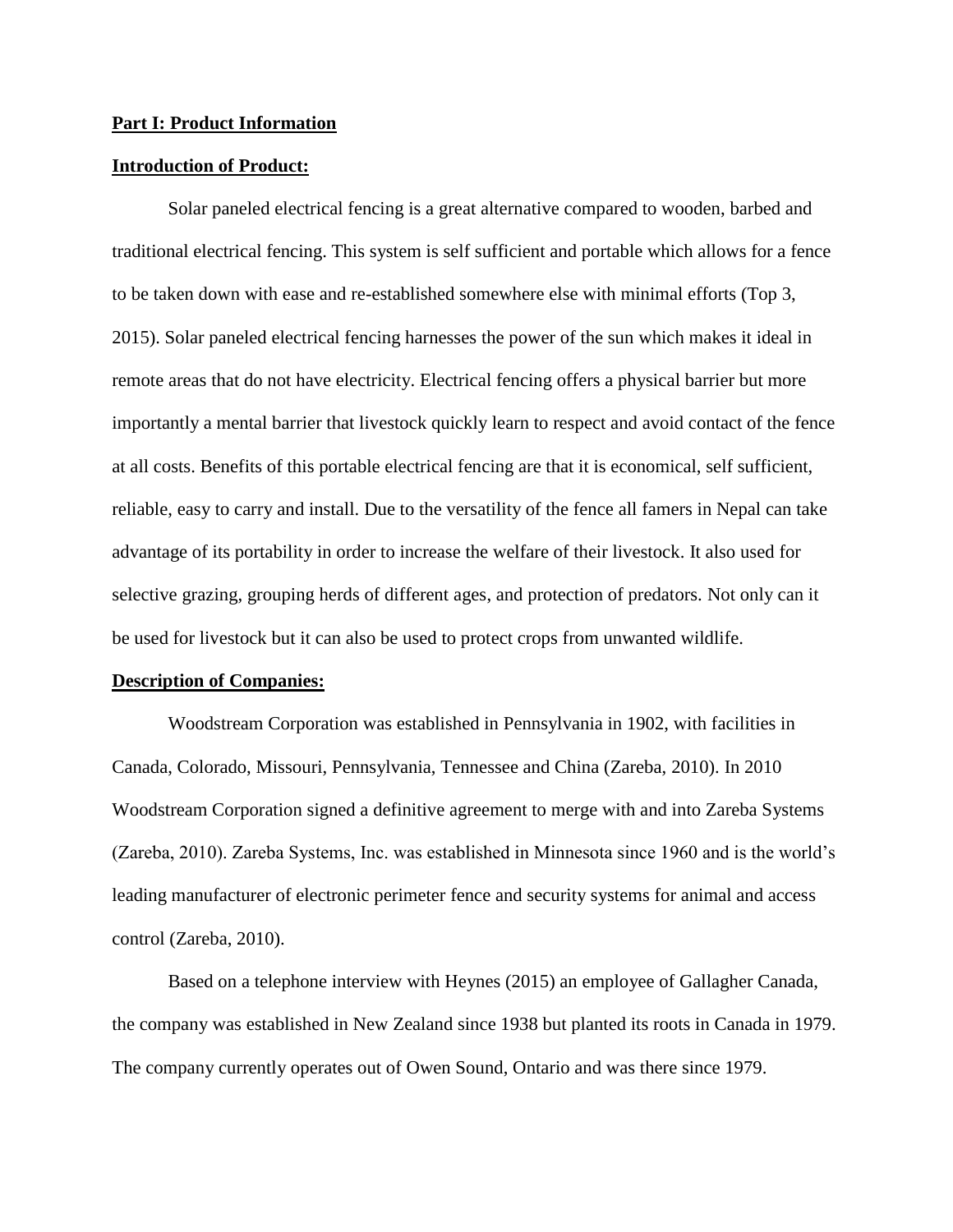**Part I: Product Information**

**Introduction of Product:**

Solar paneled electrical fencing is a great alternative compared to wooden, barbed and traditional electrical fencing. This system is self sufficient and portable which allows for a fence to be taken down with ease and re-established somewhere else with minimal efforts (Top 3, 2015). Solar paneled electrical fencing harnesses the power of the sun which makes it ideal in remote areas that do not have electricity. Electrical fencing offers a physical barrier but more importantly a mental barrier that livestock quickly learn to respect and avoid contact of the fence at all costs. Benefits of this portable electrical fencing are that it is economical, self sufficient, reliable, easy to carry and install. Due to the versatility of the fence all famers in Nepal can take advantage of its portability in order to increase the welfare of their livestock. It also used for selective grazing, grouping herds of different ages, and protection of predators. Not only can it be used for livestock but it can also be used to protect crops from unwanted wildlife.

**Description of Companies:**

Woodstream Corporation was established in Pennsylvania in 1902, with facilities in Canada, Colorado, Missouri, Pennsylvania, Tennessee and China (Zareba, 2010). In 2010 Woodstream Corporation signed a definitive agreement to merge with and into Zareba Systems (Zareba, 2010). Zareba Systems, Inc. was established in Minnesota since 1960 and is the world's leading manufacturer of electronic perimeter fence and security systems for animal and access control (Zareba, 2010).

Based on a telephone interview with Heynes (2015) an employee of Gallagher Canada, the company was established in New Zealand since 1938 but planted its roots in Canada in 1979. The company currently operates out of Owen Sound, Ontario and was there since 1979.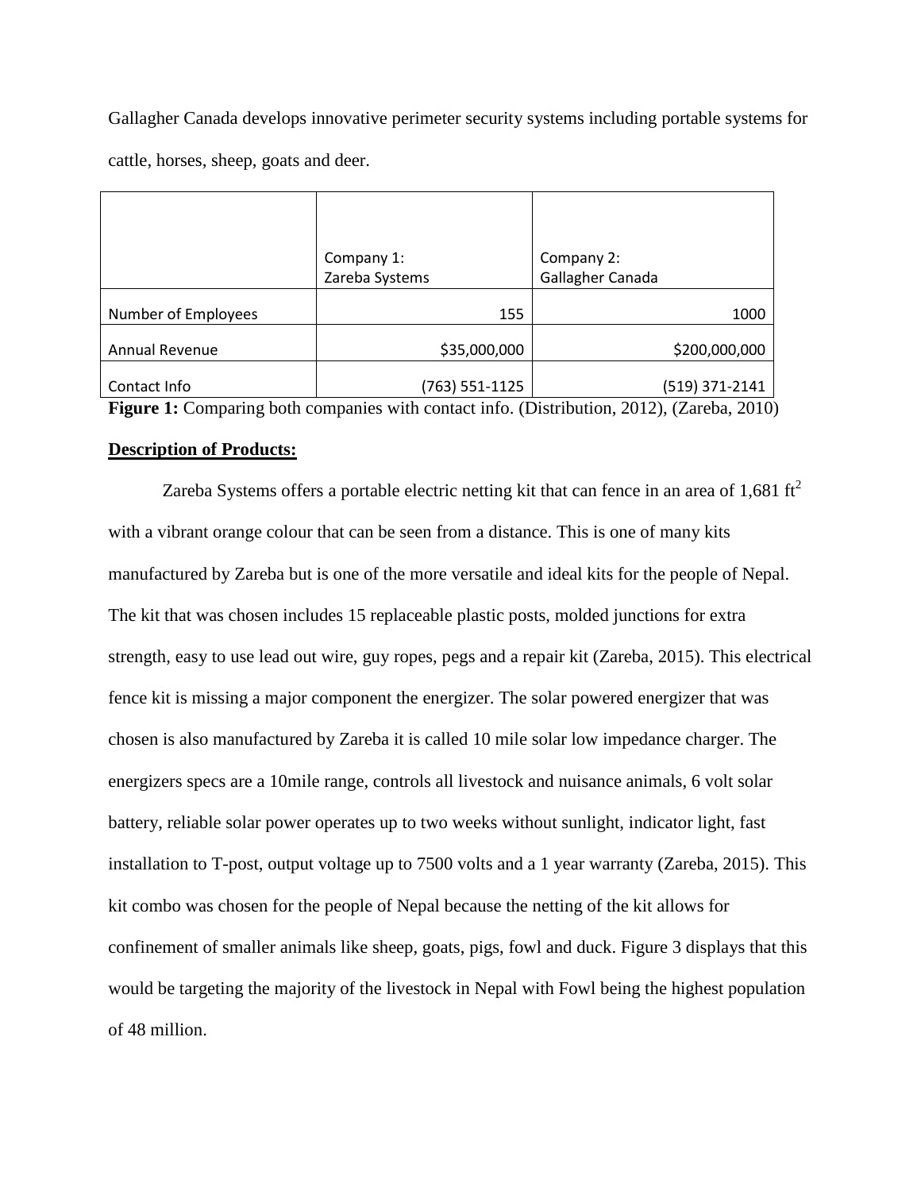Gallagher Canada develops innovative perimeter security systems including portable systems for cattle, horses, sheep, goats and deer.

| | Company 1: Zareba Systems | Company 2: Gallagher Canada |
|---|---|---|
| Number of Employees | 155 | 1000 |
| Annual Revenue | $35,000,000 | $200,000,000 |
| Contact Info | (763) 551-1125 | (519) 371-2141 |

**Figure 1:** Comparing both companies with contact info. (Distribution, 2012), (Zareba, 2010)

**Description of Products:**

Zareba Systems offers a portable electric netting kit that can fence in an area of 1,681 $ft^2$ with a vibrant orange colour that can be seen from a distance. This is one of many kits manufactured by Zareba but is one of the more versatile and ideal kits for the people of Nepal. The kit that was chosen includes 15 replaceable plastic posts, molded junctions for extra strength, easy to use lead out wire, guy ropes, pegs and a repair kit (Zareba, 2015). This electrical fence kit is missing a major component the energizer. The solar powered energizer that was chosen is also manufactured by Zareba it is called 10 mile solar low impedance charger. The energizers specs are a 10mile range, controls all livestock and nuisance animals, 6 volt solar battery, reliable solar power operates up to two weeks without sunlight, indicator light, fast installation to T-post, output voltage up to 7500 volts and a 1 year warranty (Zareba, 2015). This kit combo was chosen for the people of Nepal because the netting of the kit allows for confinement of smaller animals like sheep, goats, pigs, fowl and duck. Figure 3 displays that this would be targeting the majority of the livestock in Nepal with Fowl being the highest population of 48 million.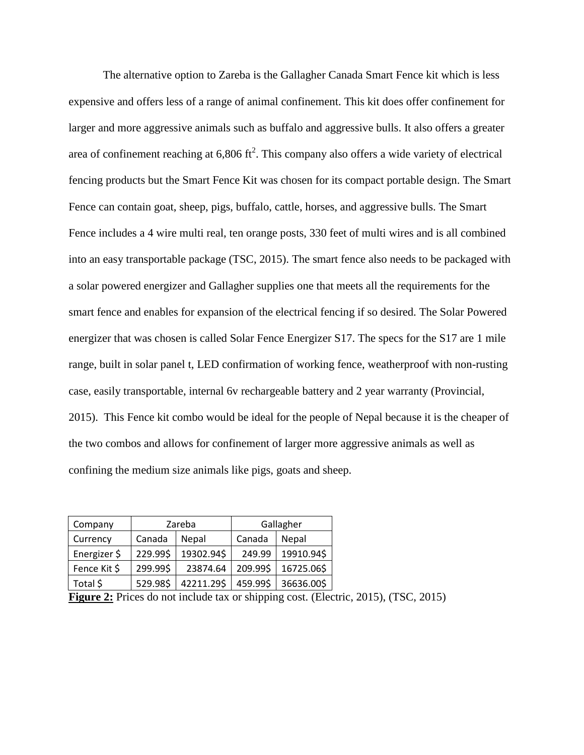The alternative option to Zareba is the Gallagher Canada Smart Fence kit which is less expensive and offers less of a range of animal confinement. This kit does offer confinement for larger and more aggressive animals such as buffalo and aggressive bulls. It also offers a greater area of confinement reaching at 6,806 $ft^2$. This company also offers a wide variety of electrical fencing products but the Smart Fence Kit was chosen for its compact portable design. The Smart Fence can contain goat, sheep, pigs, buffalo, cattle, horses, and aggressive bulls. The Smart Fence includes a 4 wire multi real, ten orange posts, 330 feet of multi wires and is all combined into an easy transportable package (TSC, 2015). The smart fence also needs to be packaged with a solar powered energizer and Gallagher supplies one that meets all the requirements for the smart fence and enables for expansion of the electrical fencing if so desired. The Solar Powered energizer that was chosen is called Solar Fence Energizer S17. The specs for the S17 are 1 mile range, built in solar panel t, LED confirmation of working fence, weatherproof with non-rusting case, easily transportable, internal 6v rechargeable battery and 2 year warranty (Provincial, 2015). This Fence kit combo would be ideal for the people of Nepal because it is the cheaper of the two combos and allows for confinement of larger more aggressive animals as well as confining the medium size animals like pigs, goats and sheep.

| Company | Zareba | | Gallagher | |
|---|---|---|---|---|
| Currency | Canada | Nepal | Canada | Nepal |
| Energizer $ | 229.99$ | 19302.94$ | 249.99 | 19910.94$ |
| Fence Kit $ | 299.99$ | 23874.64 | 209.99$ | 16725.06$ |
| Total $ | 529.98$ | 42211.29$ | 459.99$ | 36636.00$ |

**Figure 2:** Prices do not include tax or shipping cost. (Electric, 2015), (TSC, 2015)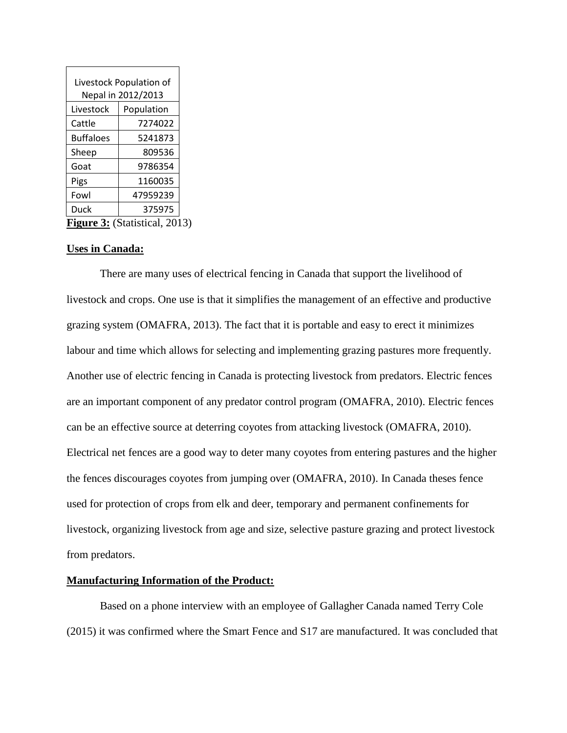| Livestock Population of Nepal in 2012/2013 | |
|---|---|
| Livestock | Population |
| Cattle | 7274022 |
| Buffaloes | 5241873 |
| Sheep | 809536 |
| Goat | 9786354 |
| Pigs | 1160035 |
| Fowl | 47959239 |
| Duck | 375975 |

**Figure 3:** (Statistical, 2013)

**Uses in Canada:**

There are many uses of electrical fencing in Canada that support the livelihood of livestock and crops. One use is that it simplifies the management of an effective and productive grazing system (OMAFRA, 2013). The fact that it is portable and easy to erect it minimizes labour and time which allows for selecting and implementing grazing pastures more frequently. Another use of electric fencing in Canada is protecting livestock from predators. Electric fences are an important component of any predator control program (OMAFRA, 2010). Electric fences can be an effective source at deterring coyotes from attacking livestock (OMAFRA, 2010). Electrical net fences are a good way to deter many coyotes from entering pastures and the higher the fences discourages coyotes from jumping over (OMAFRA, 2010). In Canada theses fence used for protection of crops from elk and deer, temporary and permanent confinements for livestock, organizing livestock from age and size, selective pasture grazing and protect livestock from predators.

**Manufacturing Information of the Product:**

Based on a phone interview with an employee of Gallagher Canada named Terry Cole (2015) it was confirmed where the Smart Fence and S17 are manufactured. It was concluded that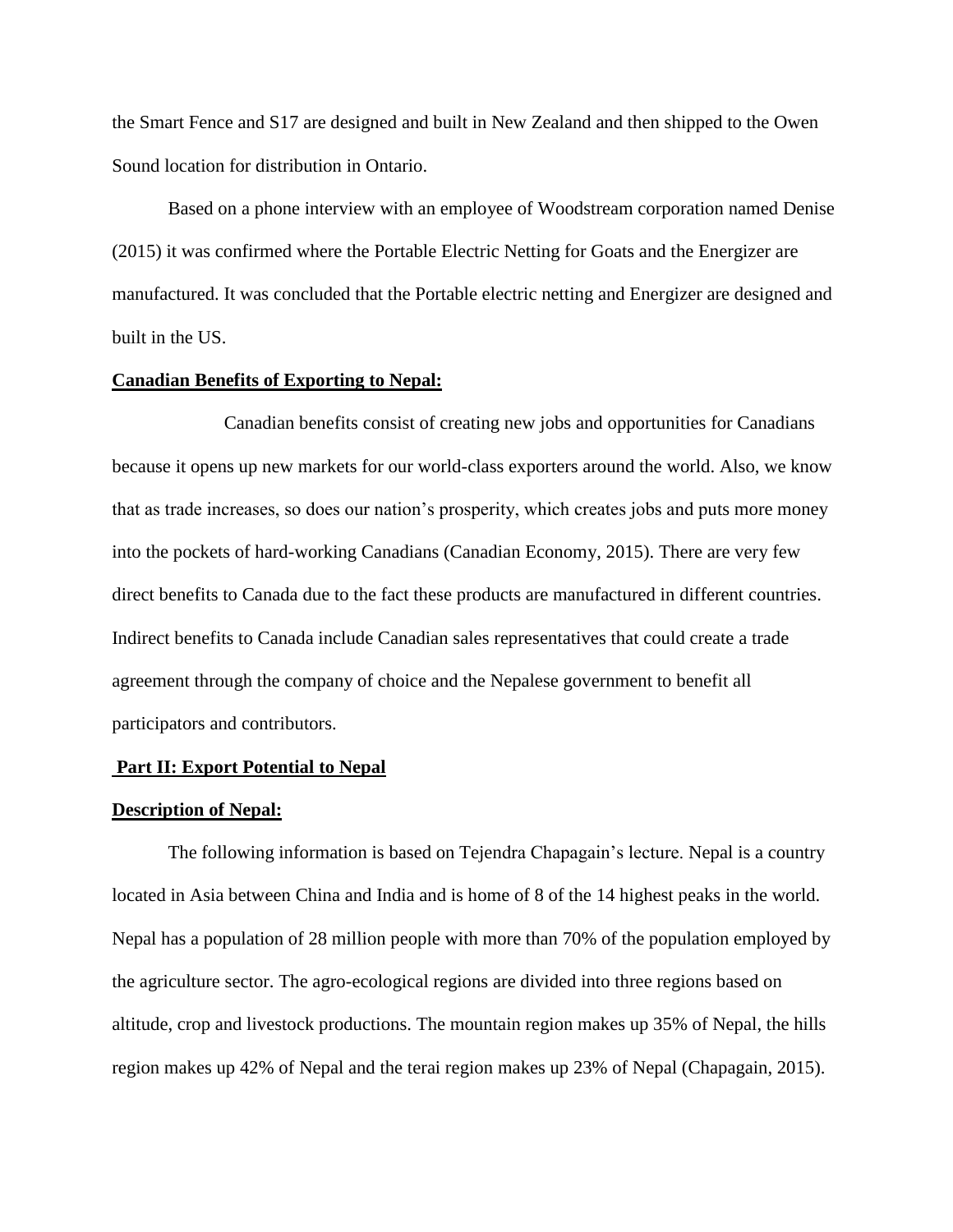the Smart Fence and S17 are designed and built in New Zealand and then shipped to the Owen Sound location for distribution in Ontario.

Based on a phone interview with an employee of Woodstream corporation named Denise (2015) it was confirmed where the Portable Electric Netting for Goats and the Energizer are manufactured. It was concluded that the Portable electric netting and Energizer are designed and built in the US.

**Canadian Benefits of Exporting to Nepal:**

Canadian benefits consist of creating new jobs and opportunities for Canadians because it opens up new markets for our world-class exporters around the world. Also, we know that as trade increases, so does our nation's prosperity, which creates jobs and puts more money into the pockets of hard-working Canadians (Canadian Economy, 2015). There are very few direct benefits to Canada due to the fact these products are manufactured in different countries. Indirect benefits to Canada include Canadian sales representatives that could create a trade agreement through the company of choice and the Nepalese government to benefit all participators and contributors.

**Part II: Export Potential to Nepal**

**Description of Nepal:**

The following information is based on Tejendra Chapagain's lecture. Nepal is a country located in Asia between China and India and is home of 8 of the 14 highest peaks in the world. Nepal has a population of 28 million people with more than 70% of the population employed by the agriculture sector. The agro-ecological regions are divided into three regions based on altitude, crop and livestock productions. The mountain region makes up 35% of Nepal, the hills region makes up 42% of Nepal and the terai region makes up 23% of Nepal (Chapagain, 2015).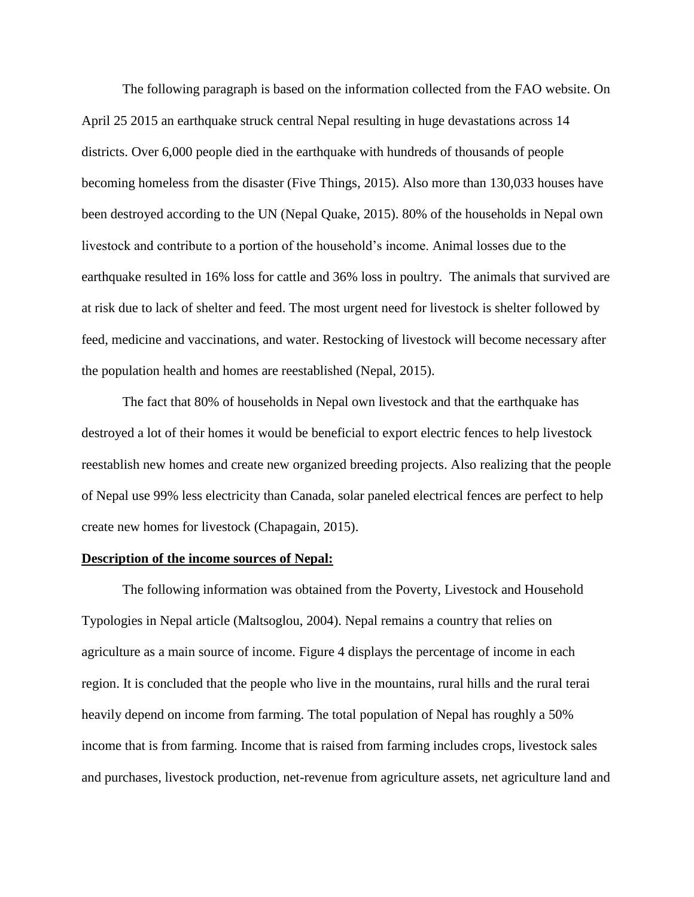The following paragraph is based on the information collected from the FAO website. On April 25 2015 an earthquake struck central Nepal resulting in huge devastations across 14 districts. Over 6,000 people died in the earthquake with hundreds of thousands of people becoming homeless from the disaster (Five Things, 2015). Also more than 130,033 houses have been destroyed according to the UN (Nepal Quake, 2015). 80% of the households in Nepal own livestock and contribute to a portion of the household's income. Animal losses due to the earthquake resulted in 16% loss for cattle and 36% loss in poultry. The animals that survived are at risk due to lack of shelter and feed. The most urgent need for livestock is shelter followed by feed, medicine and vaccinations, and water. Restocking of livestock will become necessary after the population health and homes are reestablished (Nepal, 2015).

The fact that 80% of households in Nepal own livestock and that the earthquake has destroyed a lot of their homes it would be beneficial to export electric fences to help livestock reestablish new homes and create new organized breeding projects. Also realizing that the people of Nepal use 99% less electricity than Canada, solar paneled electrical fences are perfect to help create new homes for livestock (Chapagain, 2015).

**<u>Description of the income sources of Nepal:</u>**

The following information was obtained from the Poverty, Livestock and Household Typologies in Nepal article (Maltsoglou, 2004). Nepal remains a country that relies on agriculture as a main source of income. Figure 4 displays the percentage of income in each region. It is concluded that the people who live in the mountains, rural hills and the rural terai heavily depend on income from farming. The total population of Nepal has roughly a 50% income that is from farming. Income that is raised from farming includes crops, livestock sales and purchases, livestock production, net-revenue from agriculture assets, net agriculture land and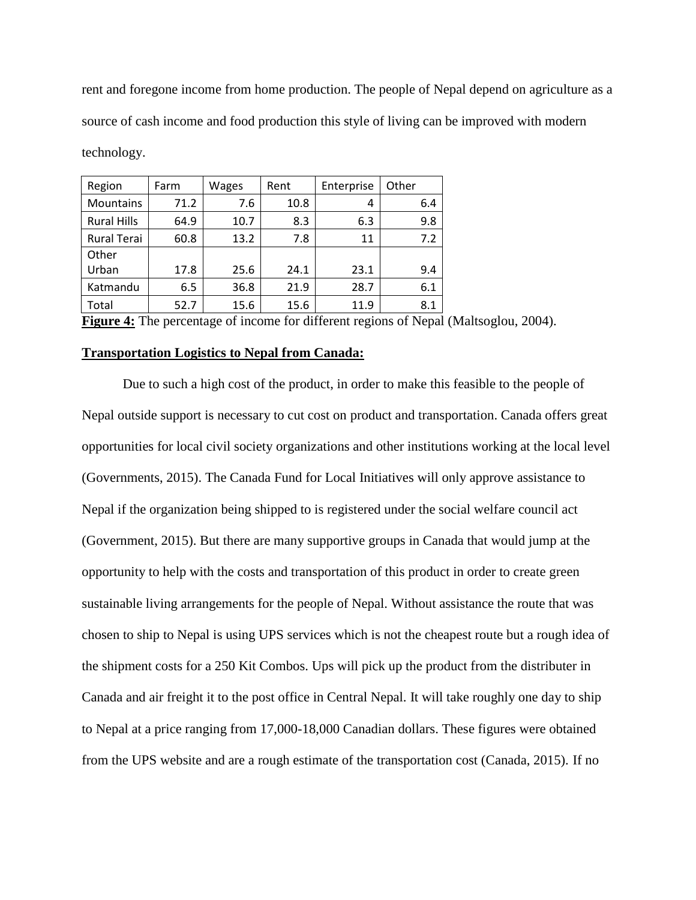rent and foregone income from home production. The people of Nepal depend on agriculture as a source of cash income and food production this style of living can be improved with modern technology.

| Region | Farm | Wages | Rent | Enterprise | Other |
|---|---|---|---|---|---|
| Mountains | 71.2 | 7.6 | 10.8 | 4 | 6.4 |
| Rural Hills | 64.9 | 10.7 | 8.3 | 6.3 | 9.8 |
| Rural Terai | 60.8 | 13.2 | 7.8 | 11 | 7.2 |
| Other Urban | 17.8 | 25.6 | 24.1 | 23.1 | 9.4 |
| Katmandu | 6.5 | 36.8 | 21.9 | 28.7 | 6.1 |
| Total | 52.7 | 15.6 | 15.6 | 11.9 | 8.1 |

**Figure 4:** The percentage of income for different regions of Nepal (Maltsoglou, 2004).

**Transportation Logistics to Nepal from Canada:**

Due to such a high cost of the product, in order to make this feasible to the people of Nepal outside support is necessary to cut cost on product and transportation. Canada offers great opportunities for local civil society organizations and other institutions working at the local level (Governments, 2015). The Canada Fund for Local Initiatives will only approve assistance to Nepal if the organization being shipped to is registered under the social welfare council act (Government, 2015). But there are many supportive groups in Canada that would jump at the opportunity to help with the costs and transportation of this product in order to create green sustainable living arrangements for the people of Nepal. Without assistance the route that was chosen to ship to Nepal is using UPS services which is not the cheapest route but a rough idea of the shipment costs for a 250 Kit Combos. Ups will pick up the product from the distributer in Canada and air freight it to the post office in Central Nepal. It will take roughly one day to ship to Nepal at a price ranging from 17,000-18,000 Canadian dollars. These figures were obtained from the UPS website and are a rough estimate of the transportation cost (Canada, 2015). If no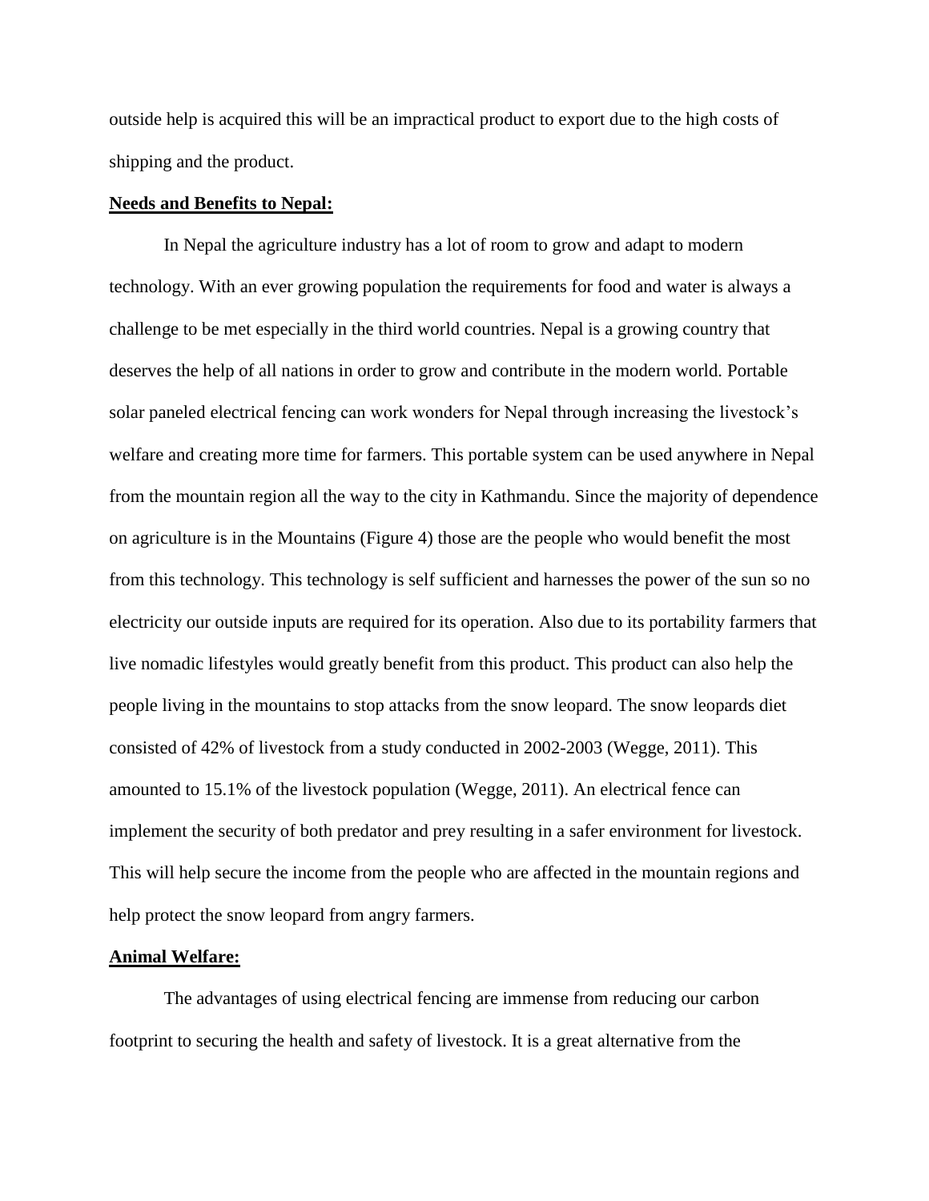outside help is acquired this will be an impractical product to export due to the high costs of shipping and the product.

**Needs and Benefits to Nepal:**

In Nepal the agriculture industry has a lot of room to grow and adapt to modern technology. With an ever growing population the requirements for food and water is always a challenge to be met especially in the third world countries. Nepal is a growing country that deserves the help of all nations in order to grow and contribute in the modern world. Portable solar paneled electrical fencing can work wonders for Nepal through increasing the livestock's welfare and creating more time for farmers. This portable system can be used anywhere in Nepal from the mountain region all the way to the city in Kathmandu. Since the majority of dependence on agriculture is in the Mountains (Figure 4) those are the people who would benefit the most from this technology. This technology is self sufficient and harnesses the power of the sun so no electricity our outside inputs are required for its operation. Also due to its portability farmers that live nomadic lifestyles would greatly benefit from this product. This product can also help the people living in the mountains to stop attacks from the snow leopard. The snow leopards diet consisted of 42% of livestock from a study conducted in 2002-2003 (Wegge, 2011). This amounted to 15.1% of the livestock population (Wegge, 2011). An electrical fence can implement the security of both predator and prey resulting in a safer environment for livestock. This will help secure the income from the people who are affected in the mountain regions and help protect the snow leopard from angry farmers.

**Animal Welfare:**

The advantages of using electrical fencing are immense from reducing our carbon footprint to securing the health and safety of livestock. It is a great alternative from the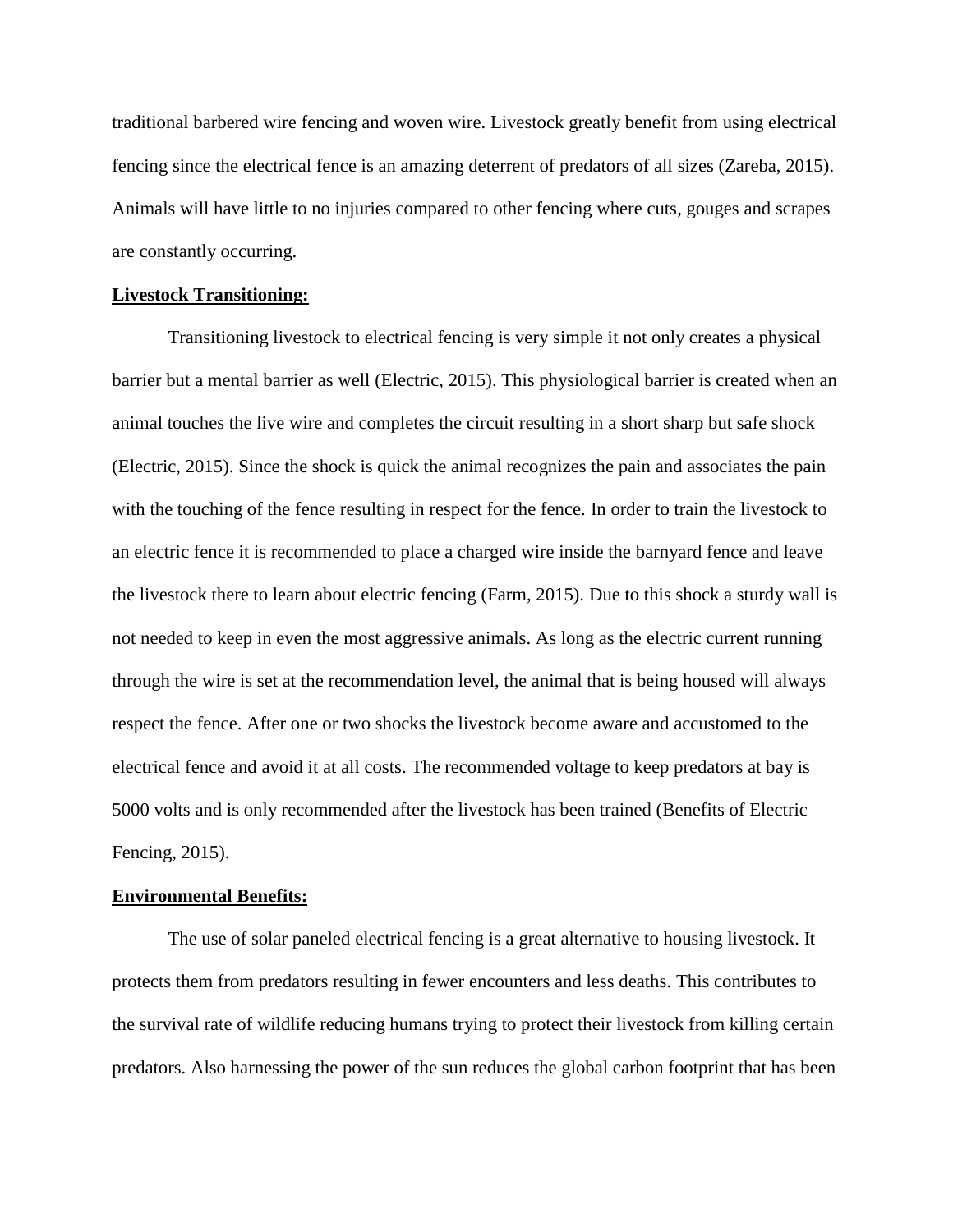traditional barbered wire fencing and woven wire. Livestock greatly benefit from using electrical fencing since the electrical fence is an amazing deterrent of predators of all sizes (Zareba, 2015). Animals will have little to no injuries compared to other fencing where cuts, gouges and scrapes are constantly occurring.

**<u>Livestock Transitioning:</u>**

Transitioning livestock to electrical fencing is very simple it not only creates a physical barrier but a mental barrier as well (Electric, 2015). This physiological barrier is created when an animal touches the live wire and completes the circuit resulting in a short sharp but safe shock (Electric, 2015). Since the shock is quick the animal recognizes the pain and associates the pain with the touching of the fence resulting in respect for the fence. In order to train the livestock to an electric fence it is recommended to place a charged wire inside the barnyard fence and leave the livestock there to learn about electric fencing (Farm, 2015). Due to this shock a sturdy wall is not needed to keep in even the most aggressive animals. As long as the electric current running through the wire is set at the recommendation level, the animal that is being housed will always respect the fence. After one or two shocks the livestock become aware and accustomed to the electrical fence and avoid it at all costs. The recommended voltage to keep predators at bay is 5000 volts and is only recommended after the livestock has been trained (Benefits of Electric Fencing, 2015).

**<u>Environmental Benefits:</u>**

The use of solar paneled electrical fencing is a great alternative to housing livestock. It protects them from predators resulting in fewer encounters and less deaths. This contributes to the survival rate of wildlife reducing humans trying to protect their livestock from killing certain predators. Also harnessing the power of the sun reduces the global carbon footprint that has been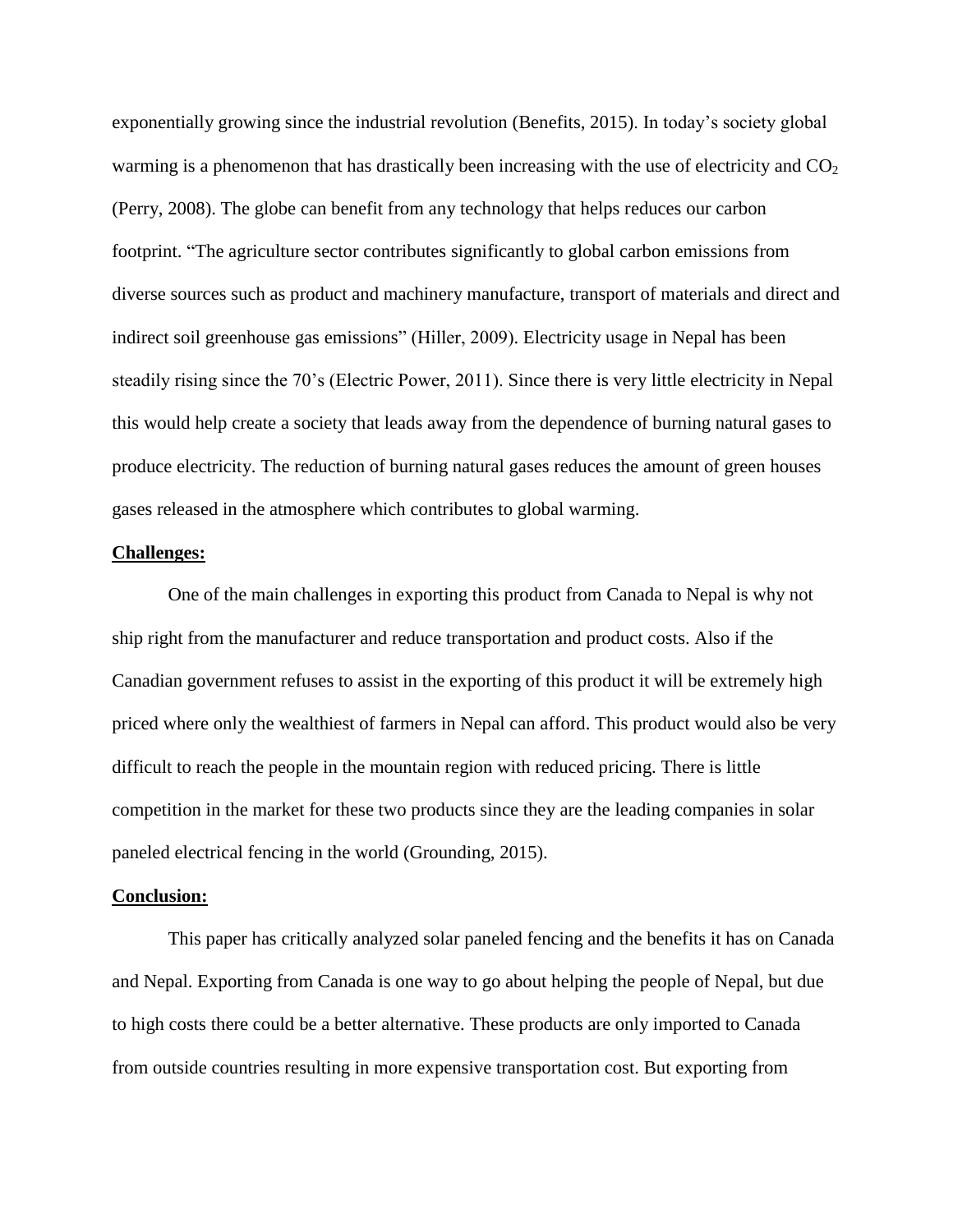exponentially growing since the industrial revolution (Benefits, 2015). In today's society global warming is a phenomenon that has drastically been increasing with the use of electricity and $CO_2$ (Perry, 2008). The globe can benefit from any technology that helps reduces our carbon footprint. "The agriculture sector contributes significantly to global carbon emissions from diverse sources such as product and machinery manufacture, transport of materials and direct and indirect soil greenhouse gas emissions" (Hiller, 2009). Electricity usage in Nepal has been steadily rising since the 70's (Electric Power, 2011). Since there is very little electricity in Nepal this would help create a society that leads away from the dependence of burning natural gases to produce electricity. The reduction of burning natural gases reduces the amount of green houses gases released in the atmosphere which contributes to global warming.

**Challenges:**

One of the main challenges in exporting this product from Canada to Nepal is why not ship right from the manufacturer and reduce transportation and product costs. Also if the Canadian government refuses to assist in the exporting of this product it will be extremely high priced where only the wealthiest of farmers in Nepal can afford. This product would also be very difficult to reach the people in the mountain region with reduced pricing. There is little competition in the market for these two products since they are the leading companies in solar paneled electrical fencing in the world (Grounding, 2015).

**Conclusion:**

This paper has critically analyzed solar paneled fencing and the benefits it has on Canada and Nepal. Exporting from Canada is one way to go about helping the people of Nepal, but due to high costs there could be a better alternative. These products are only imported to Canada from outside countries resulting in more expensive transportation cost. But exporting from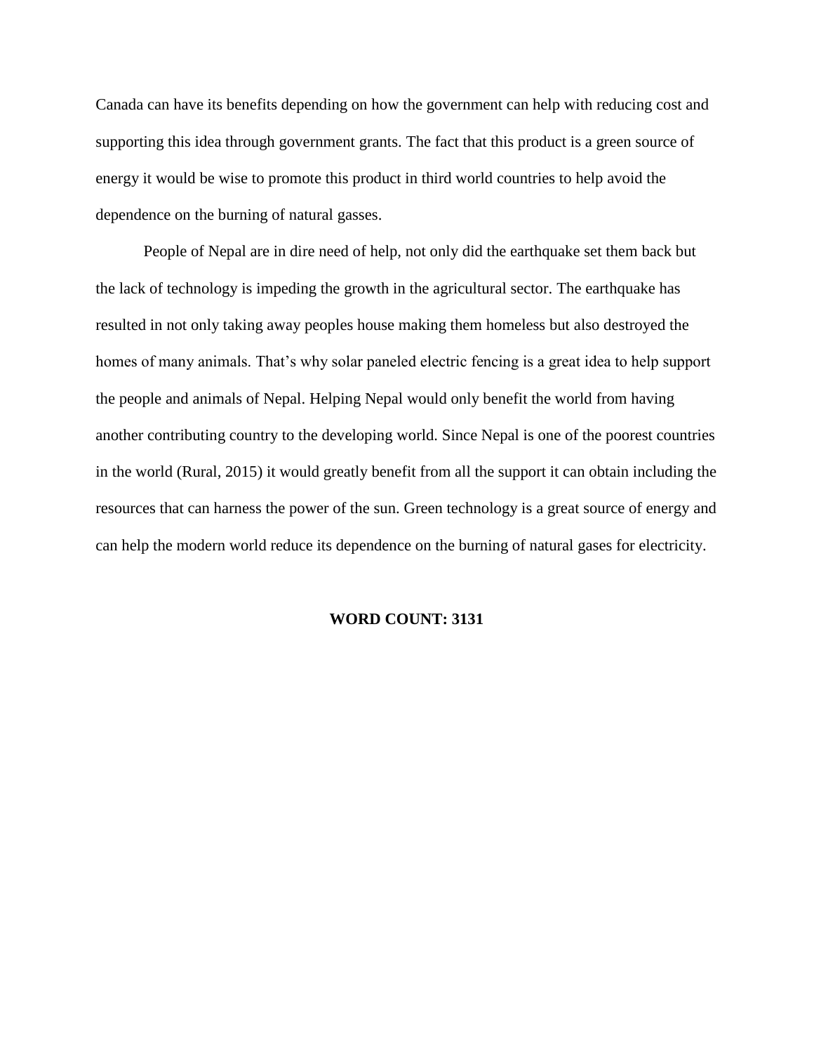Canada can have its benefits depending on how the government can help with reducing cost and supporting this idea through government grants. The fact that this product is a green source of energy it would be wise to promote this product in third world countries to help avoid the dependence on the burning of natural gasses.

People of Nepal are in dire need of help, not only did the earthquake set them back but the lack of technology is impeding the growth in the agricultural sector. The earthquake has resulted in not only taking away peoples house making them homeless but also destroyed the homes of many animals. That's why solar paneled electric fencing is a great idea to help support the people and animals of Nepal. Helping Nepal would only benefit the world from having another contributing country to the developing world. Since Nepal is one of the poorest countries in the world (Rural, 2015) it would greatly benefit from all the support it can obtain including the resources that can harness the power of the sun. Green technology is a great source of energy and can help the modern world reduce its dependence on the burning of natural gases for electricity.

**WORD COUNT: 3131**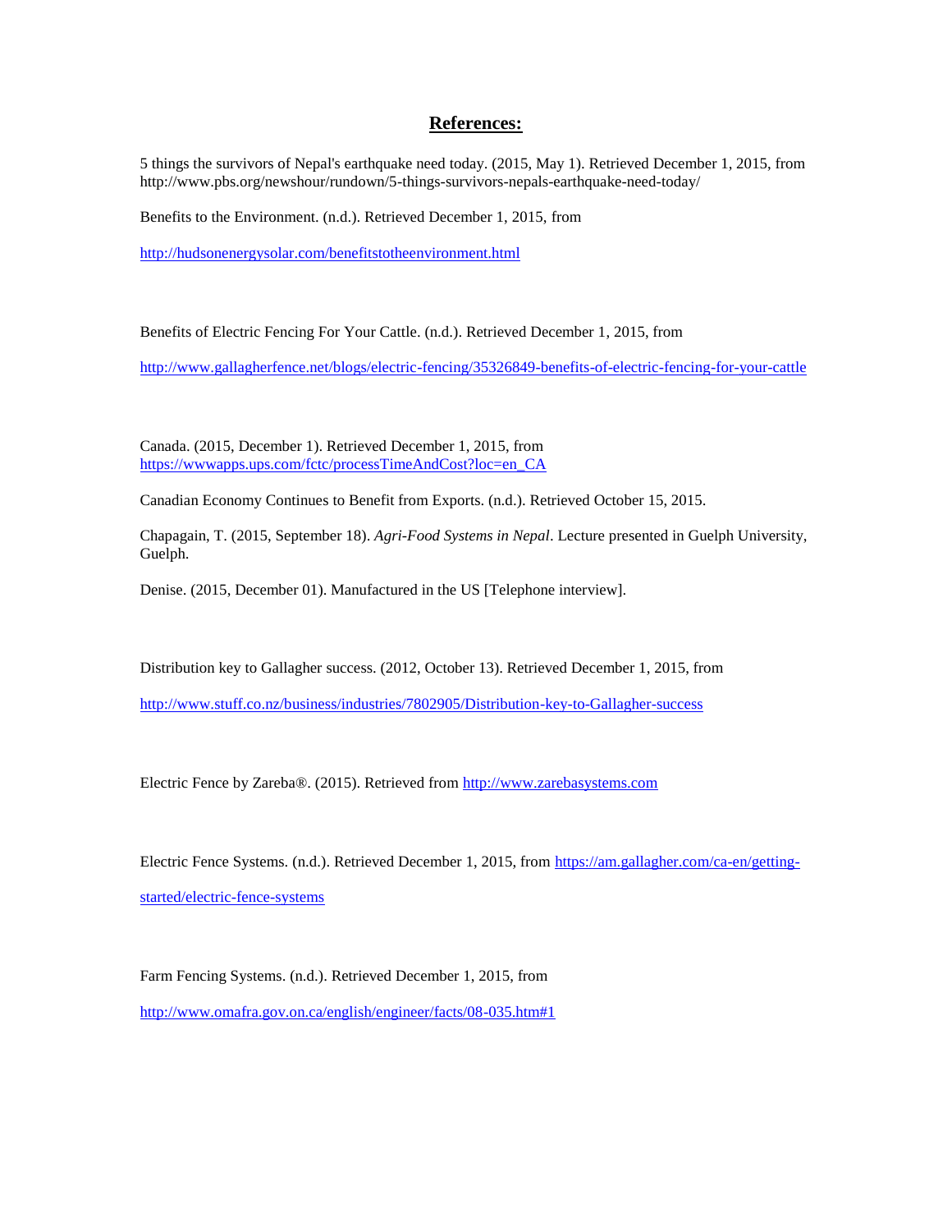## References:

5 things the survivors of Nepal's earthquake need today. (2015, May 1). Retrieved December 1, 2015, from http://www.pbs.org/newshour/rundown/5-things-survivors-nepals-earthquake-need-today/

Benefits to the Environment. (n.d.). Retrieved December 1, 2015, from

http://hudsonenergysolar.com/benefitstotheenvironment.html

Benefits of Electric Fencing For Your Cattle. (n.d.). Retrieved December 1, 2015, from

http://www.gallagherfence.net/blogs/electric-fencing/35326849-benefits-of-electric-fencing-for-your-cattle

Canada. (2015, December 1). Retrieved December 1, 2015, from https://wwwapps.ups.com/fctc/processTimeAndCost?loc=en_CA

Canadian Economy Continues to Benefit from Exports. (n.d.). Retrieved October 15, 2015.

Chapagain, T. (2015, September 18). *Agri-Food Systems in Nepal*. Lecture presented in Guelph University, Guelph.

Denise. (2015, December 01). Manufactured in the US [Telephone interview].

Distribution key to Gallagher success. (2012, October 13). Retrieved December 1, 2015, from

http://www.stuff.co.nz/business/industries/7802905/Distribution-key-to-Gallagher-success

Electric Fence by Zareba®. (2015). Retrieved from http://www.zarebasystems.com

Electric Fence Systems. (n.d.). Retrieved December 1, 2015, from https://am.gallagher.com/ca-en/getting-started/electric-fence-systems

Farm Fencing Systems. (n.d.). Retrieved December 1, 2015, from

http://www.omafra.gov.on.ca/english/engineer/facts/08-035.htm#1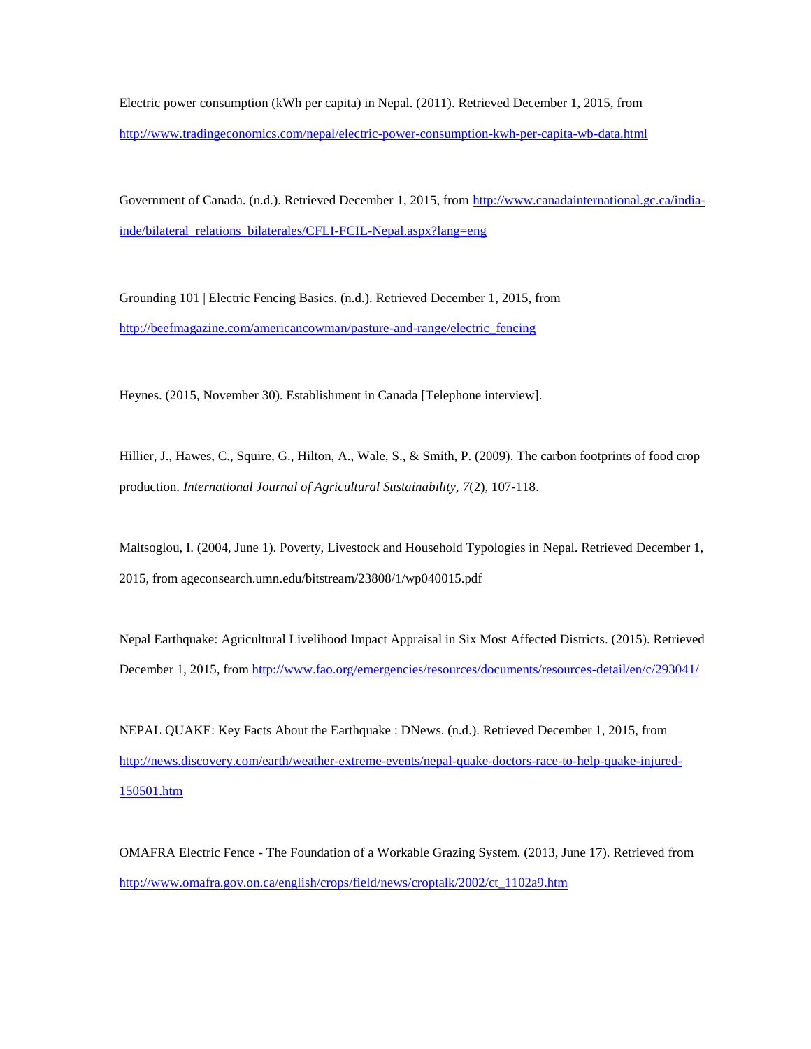Electric power consumption (kWh per capita) in Nepal. (2011). Retrieved December 1, 2015, from http://www.tradingeconomics.com/nepal/electric-power-consumption-kwh-per-capita-wb-data.html

Government of Canada. (n.d.). Retrieved December 1, 2015, from http://www.canadainternational.gc.ca/india-inde/bilateral_relations_bilaterales/CFLI-FCIL-Nepal.aspx?lang=eng

Grounding 101 | Electric Fencing Basics. (n.d.). Retrieved December 1, 2015, from http://beefmagazine.com/americancowman/pasture-and-range/electric_fencing

Heynes. (2015, November 30). Establishment in Canada [Telephone interview].

Hillier, J., Hawes, C., Squire, G., Hilton, A., Wale, S., & Smith, P. (2009). The carbon footprints of food crop production. *International Journal of Agricultural Sustainability, 7*(2), 107-118.

Maltsoglou, I. (2004, June 1). Poverty, Livestock and Household Typologies in Nepal. Retrieved December 1, 2015, from ageconsearch.umn.edu/bitstream/23808/1/wp040015.pdf

Nepal Earthquake: Agricultural Livelihood Impact Appraisal in Six Most Affected Districts. (2015). Retrieved December 1, 2015, from http://www.fao.org/emergencies/resources/documents/resources-detail/en/c/293041/

NEPAL QUAKE: Key Facts About the Earthquake : DNews. (n.d.). Retrieved December 1, 2015, from http://news.discovery.com/earth/weather-extreme-events/nepal-quake-doctors-race-to-help-quake-injured-150501.htm

OMAFRA Electric Fence - The Foundation of a Workable Grazing System. (2013, June 17). Retrieved from http://www.omafra.gov.on.ca/english/crops/field/news/croptalk/2002/ct_1102a9.htm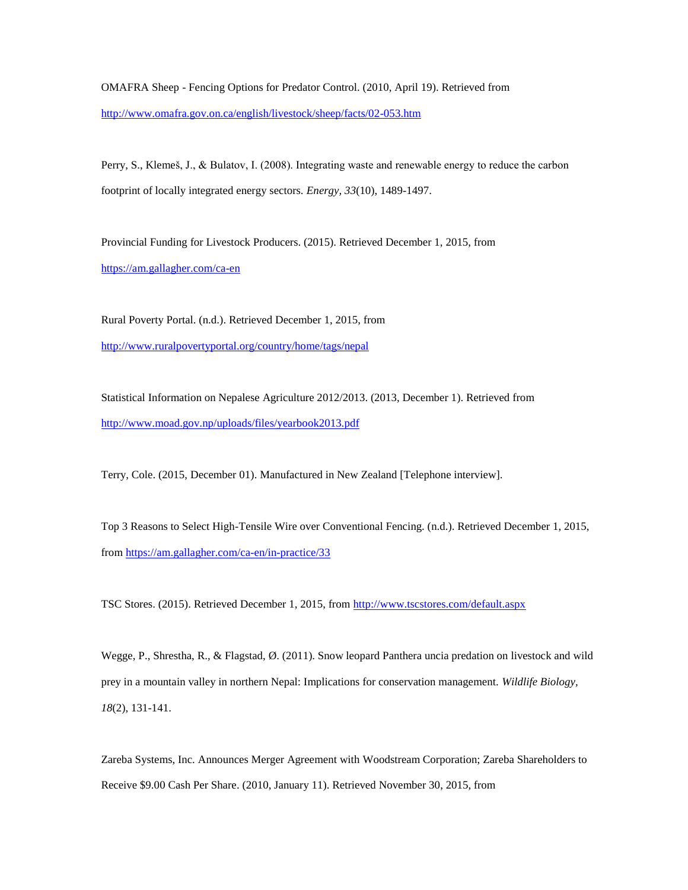OMAFRA Sheep - Fencing Options for Predator Control. (2010, April 19). Retrieved from http://www.omafra.gov.on.ca/english/livestock/sheep/facts/02-053.htm

Perry, S., Klemeš, J., & Bulatov, I. (2008). Integrating waste and renewable energy to reduce the carbon footprint of locally integrated energy sectors. *Energy*, *33*(10), 1489-1497.

Provincial Funding for Livestock Producers. (2015). Retrieved December 1, 2015, from https://am.gallagher.com/ca-en

Rural Poverty Portal. (n.d.). Retrieved December 1, 2015, from http://www.ruralpovertyportal.org/country/home/tags/nepal

Statistical Information on Nepalese Agriculture 2012/2013. (2013, December 1). Retrieved from http://www.moad.gov.np/uploads/files/yearbook2013.pdf

Terry, Cole. (2015, December 01). Manufactured in New Zealand [Telephone interview].

Top 3 Reasons to Select High-Tensile Wire over Conventional Fencing. (n.d.). Retrieved December 1, 2015, from https://am.gallagher.com/ca-en/in-practice/33

TSC Stores. (2015). Retrieved December 1, 2015, from http://www.tscstores.com/default.aspx

Wegge, P., Shrestha, R., & Flagstad, Ø. (2011). Snow leopard Panthera uncia predation on livestock and wild prey in a mountain valley in northern Nepal: Implications for conservation management. *Wildlife Biology*, *18*(2), 131-141.

Zareba Systems, Inc. Announces Merger Agreement with Woodstream Corporation; Zareba Shareholders to Receive $9.00 Cash Per Share. (2010, January 11). Retrieved November 30, 2015, from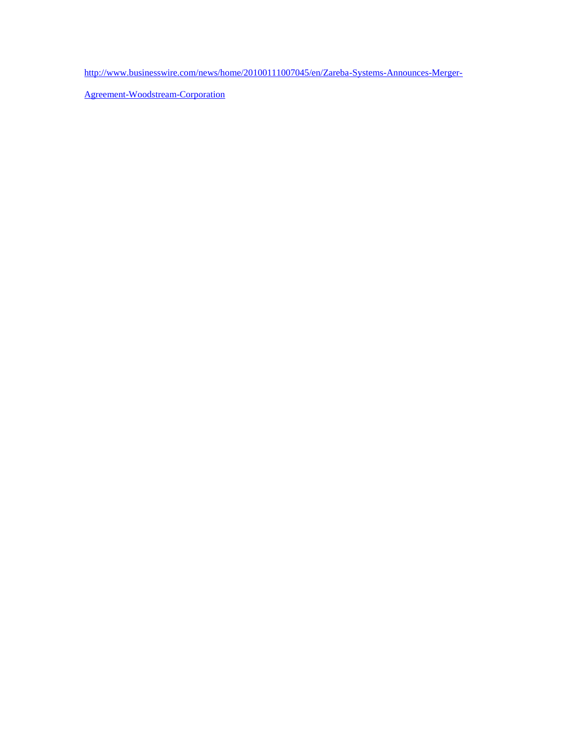http://www.businesswire.com/news/home/20100111007045/en/Zareba-Systems-Announces-Merger-Agreement-Woodstream-Corporation